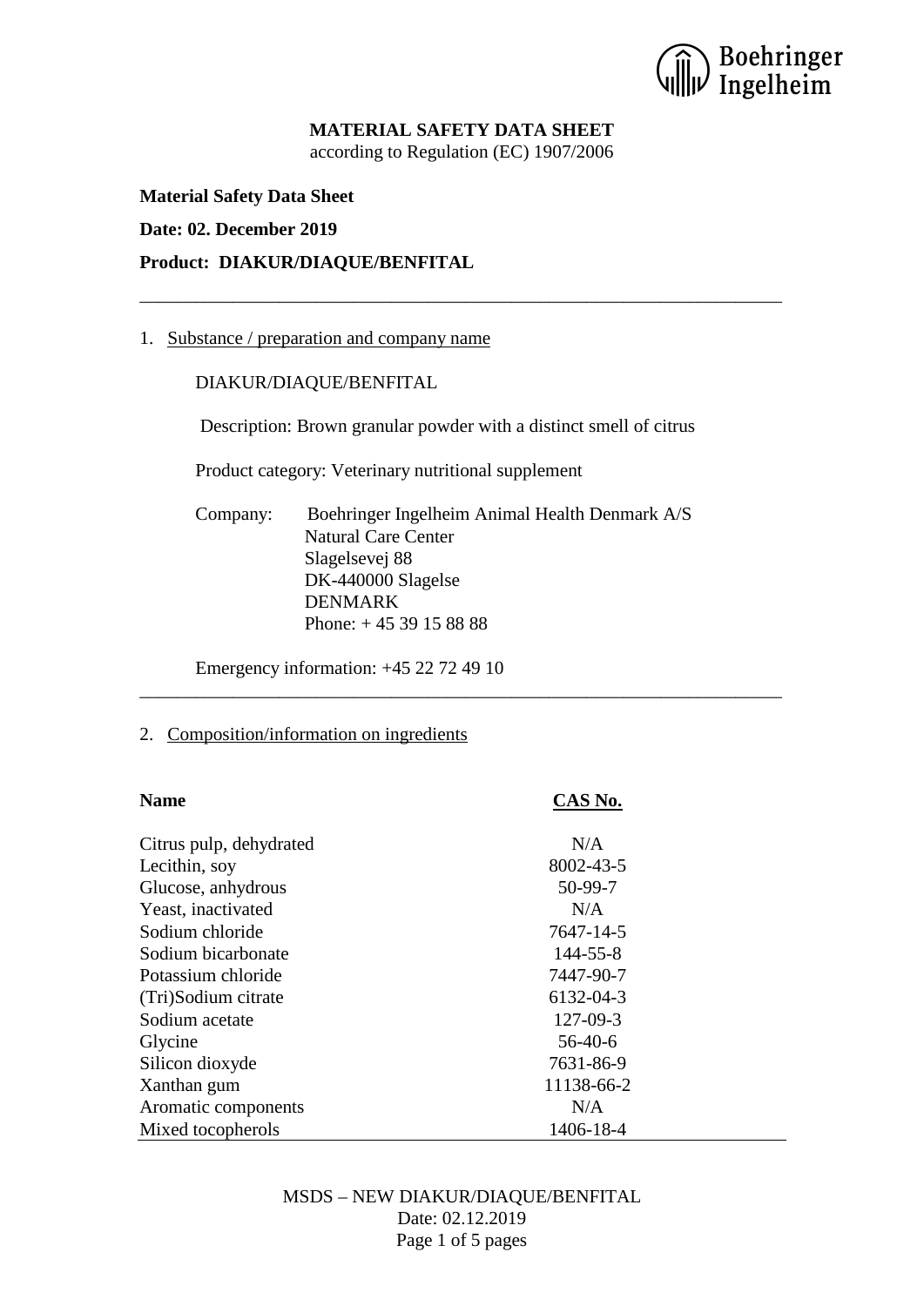**MATERIAL SAFETY DATA SHEET**
according to Regulation (EC) 1907/2006

**Material Safety Data Sheet**

**Date: 02. December 2019**

**Product: DIAKUR/DIAQUE/BENFITAL**

---

1. Substance / preparation and company name

DIAKUR/DIAQUE/BENFITAL

Description: Brown granular powder with a distinct smell of citrus

Product category: Veterinary nutritional supplement

Company: Boehringer Ingelheim Animal Health Denmark A/S
Natural Care Center
Slagelsevej 88
DK-440000 Slagelse
DENMARK
Phone: + 45 39 15 88 88

Emergency information: +45 22 72 49 10

---

2. Composition/information on ingredients

| **Name** | **CAS No.** |
|---|---|
| Citrus pulp, dehydrated | N/A |
| Lecithin, soy | 8002-43-5 |
| Glucose, anhydrous | 50-99-7 |
| Yeast, inactivated | N/A |
| Sodium chloride | 7647-14-5 |
| Sodium bicarbonate | 144-55-8 |
| Potassium chloride | 7447-90-7 |
| (Tri)Sodium citrate | 6132-04-3 |
| Sodium acetate | 127-09-3 |
| Glycine | 56-40-6 |
| Silicon dioxyde | 7631-86-9 |
| Xanthan gum | 11138-66-2 |
| Aromatic components | N/A |
| Mixed tocopherols | 1406-18-4 |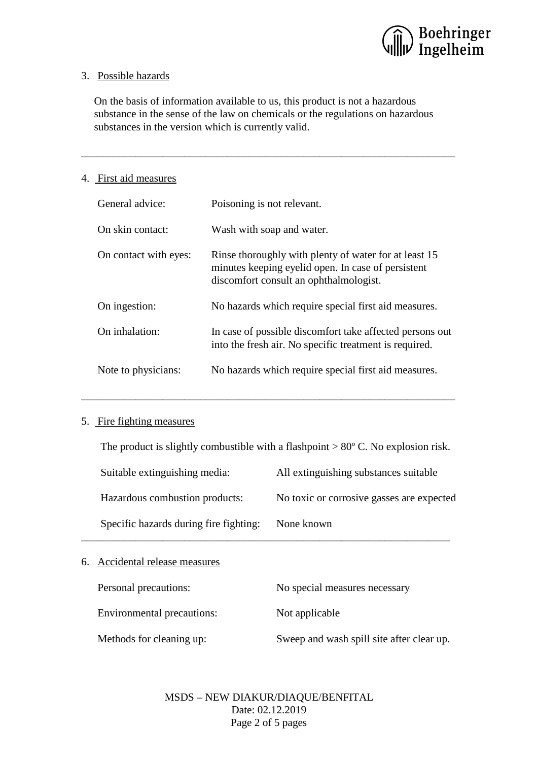## 3. Possible hazards

On the basis of information available to us, this product is not a hazardous substance in the sense of the law on chemicals or the regulations on hazardous substances in the version which is currently valid.

---

## 4. First aid measures

| | |
|---|---|
| General advice: | Poisoning is not relevant. |
| On skin contact: | Wash with soap and water. |
| On contact with eyes: | Rinse thoroughly with plenty of water for at least 15 minutes keeping eyelid open. In case of persistent discomfort consult an ophthalmologist. |
| On ingestion: | No hazards which require special first aid measures. |
| On inhalation: | In case of possible discomfort take affected persons out into the fresh air. No specific treatment is required. |
| Note to physicians: | No hazards which require special first aid measures. |

---

## 5. Fire fighting measures

The product is slightly combustible with a flashpoint > 80º C. No explosion risk.

| | |
|---|---|
| Suitable extinguishing media: | All extinguishing substances suitable |
| Hazardous combustion products: | No toxic or corrosive gasses are expected |
| Specific hazards during fire fighting: | None known |

---

## 6. Accidental release measures

| | |
|---|---|
| Personal precautions: | No special measures necessary |
| Environmental precautions: | Not applicable |
| Methods for cleaning up: | Sweep and wash spill site after clear up. |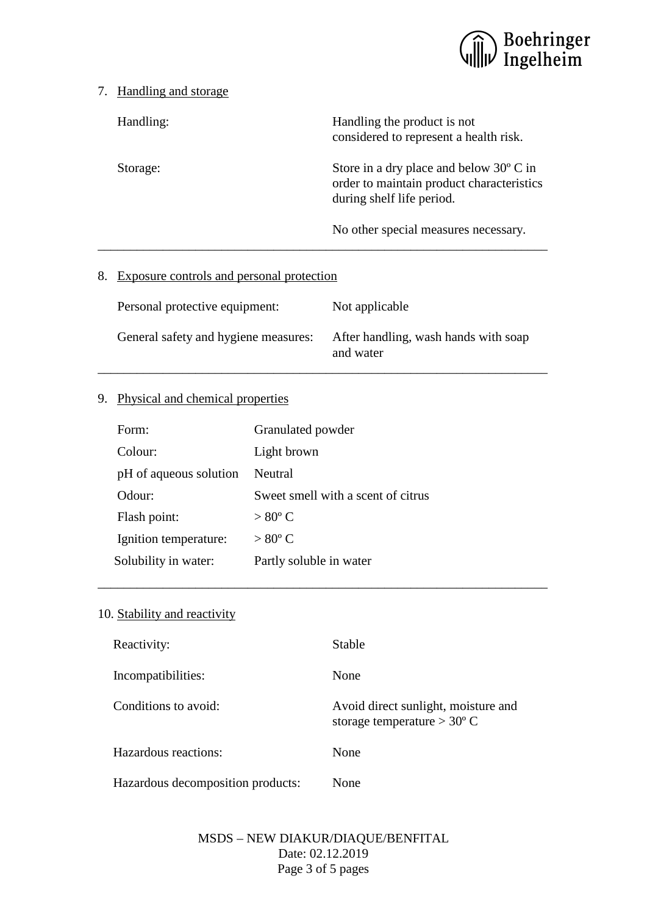## 7. Handling and storage

| | |
|---|---|
| Handling: | Handling the product is not considered to represent a health risk. |
| Storage: | Store in a dry place and below 30º C in order to maintain product characteristics during shelf life period. |
| | No other special measures necessary. |

---

## 8. Exposure controls and personal protection

| | |
|---|---|
| Personal protective equipment: | Not applicable |
| General safety and hygiene measures: | After handling, wash hands with soap and water |

---

## 9. Physical and chemical properties

| | |
|---|---|
| Form: | Granulated powder |
| Colour: | Light brown |
| pH of aqueous solution | Neutral |
| Odour: | Sweet smell with a scent of citrus |
| Flash point: | > 80º C |
| Ignition temperature: | > 80º C |
| Solubility in water: | Partly soluble in water |

---

## 10. Stability and reactivity

| | |
|---|---|
| Reactivity: | Stable |
| Incompatibilities: | None |
| Conditions to avoid: | Avoid direct sunlight, moisture and storage temperature > 30º C |
| Hazardous reactions: | None |
| Hazardous decomposition products: | None |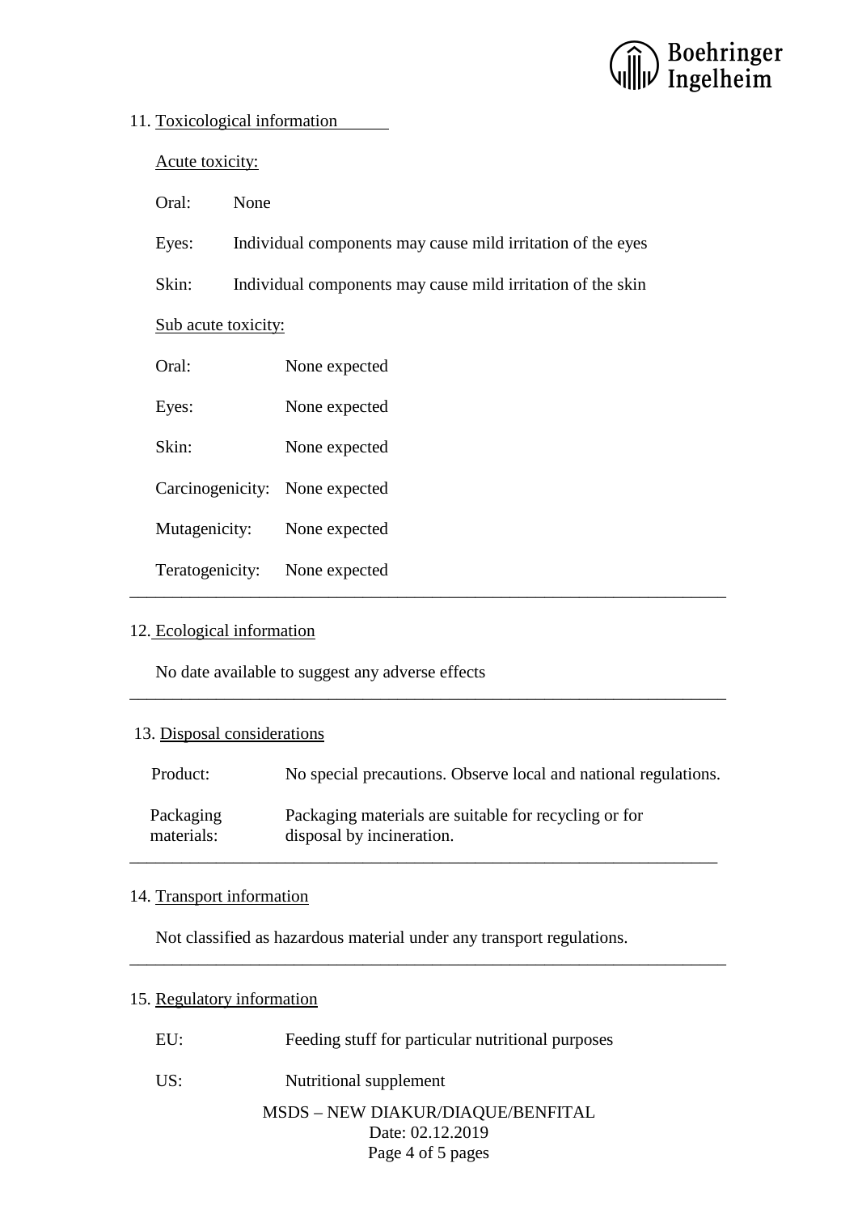## 11. Toxicological information

Acute toxicity:

| | |
|---|---|
| Oral: | None |
| Eyes: | Individual components may cause mild irritation of the eyes |
| Skin: | Individual components may cause mild irritation of the skin |

Sub acute toxicity:

| | |
|---|---|
| Oral: | None expected |
| Eyes: | None expected |
| Skin: | None expected |
| Carcinogenicity: | None expected |
| Mutagenicity: | None expected |
| Teratogenicity: | None expected |

---

## 12. Ecological information

No date available to suggest any adverse effects

---

## 13. Disposal considerations

| | |
|---|---|
| Product: | No special precautions. Observe local and national regulations. |
| Packaging materials: | Packaging materials are suitable for recycling or for disposal by incineration. |

---

## 14. Transport information

Not classified as hazardous material under any transport regulations.

---

## 15. Regulatory information

| | |
|---|---|
| EU: | Feeding stuff for particular nutritional purposes |
| US: | Nutritional supplement |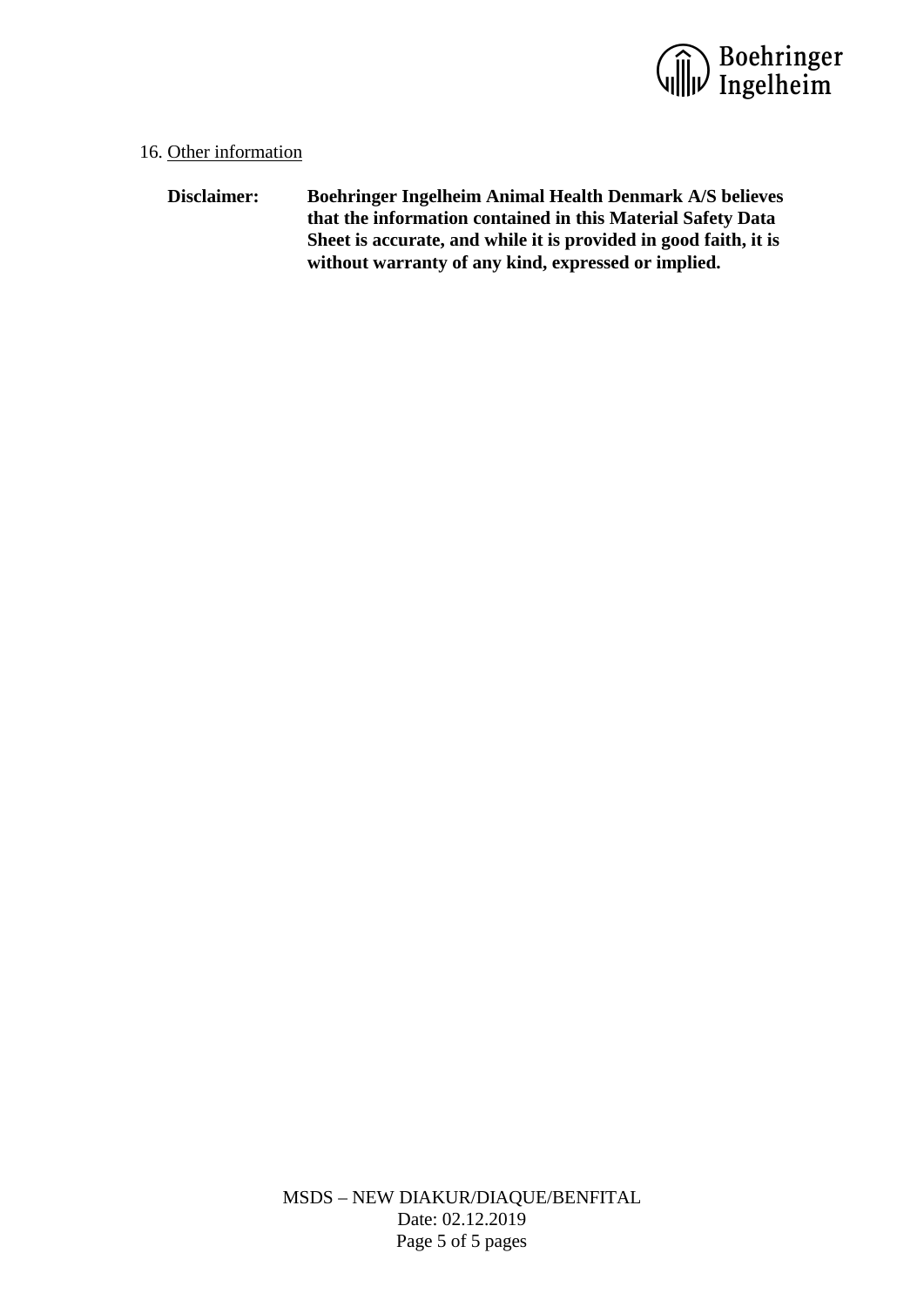16. Other information

**Disclaimer:** **Boehringer Ingelheim Animal Health Denmark A/S believes that the information contained in this Material Safety Data Sheet is accurate, and while it is provided in good faith, it is without warranty of any kind, expressed or implied.**